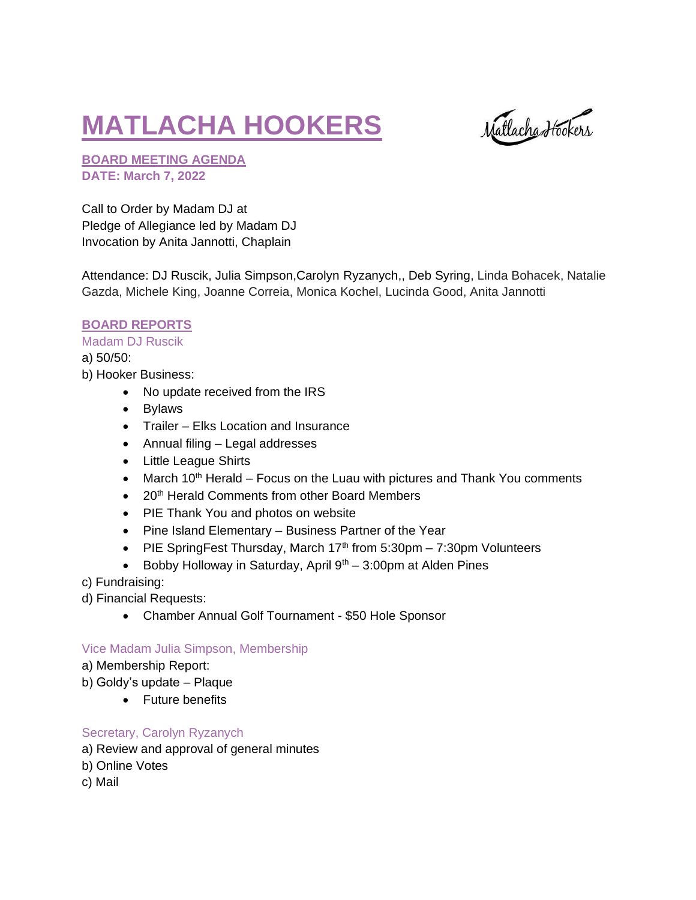# MATLACHA HOOKERS

**BOARD MEETING AGENDA**
**DATE: March 7, 2022**

Call to Order by Madam DJ at
Pledge of Allegiance led by Madam DJ
Invocation by Anita Jannotti, Chaplain

Attendance: DJ Ruscik, Julia Simpson,Carolyn Ryzanych,, Deb Syring, Linda Bohacek, Natalie Gazda, Michele King, Joanne Correia, Monica Kochel, Lucinda Good, Anita Jannotti

## BOARD REPORTS

### Madam DJ Ruscik

a) 50/50:
b) Hooker Business:

- No update received from the IRS
- Bylaws
- Trailer – Elks Location and Insurance
- Annual filing – Legal addresses
- Little League Shirts
- March 10th Herald – Focus on the Luau with pictures and Thank You comments
- 20th Herald Comments from other Board Members
- PIE Thank You and photos on website
- Pine Island Elementary – Business Partner of the Year
- PIE SpringFest Thursday, March 17th from 5:30pm – 7:30pm Volunteers
- Bobby Holloway in Saturday, April 9th – 3:00pm at Alden Pines

c) Fundraising:
d) Financial Requests:

- Chamber Annual Golf Tournament - $50 Hole Sponsor

### Vice Madam Julia Simpson, Membership

a) Membership Report:
b) Goldy's update – Plaque

- Future benefits

### Secretary, Carolyn Ryzanych

a) Review and approval of general minutes
b) Online Votes
c) Mail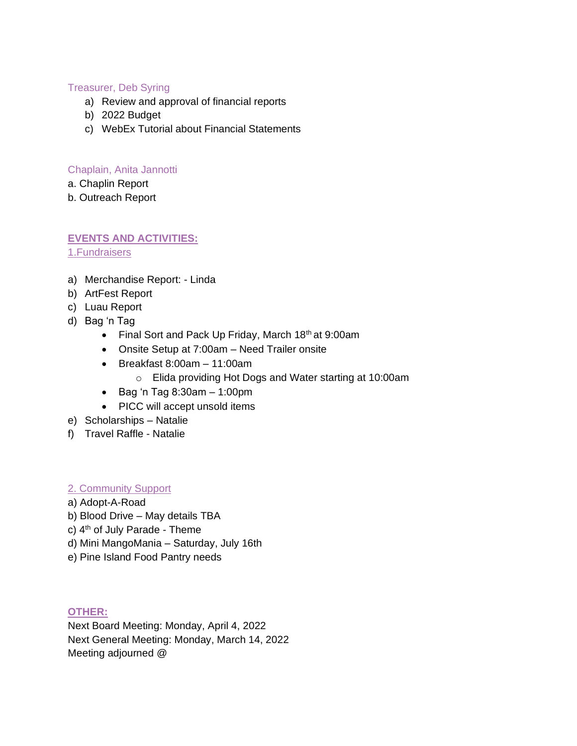Treasurer, Deb Syring

a) Review and approval of financial reports
b) 2022 Budget
c) WebEx Tutorial about Financial Statements

Chaplain, Anita Jannotti

a. Chaplin Report
b. Outreach Report

## EVENTS AND ACTIVITIES:

1.Fundraisers

a) Merchandise Report: - Linda
b) ArtFest Report
c) Luau Report
d) Bag 'n Tag
   - Final Sort and Pack Up Friday, March 18th at 9:00am
   - Onsite Setup at 7:00am – Need Trailer onsite
   - Breakfast 8:00am – 11:00am
     - Elida providing Hot Dogs and Water starting at 10:00am
   - Bag 'n Tag 8:30am – 1:00pm
   - PICC will accept unsold items
e) Scholarships – Natalie
f) Travel Raffle - Natalie

2. Community Support

a) Adopt-A-Road
b) Blood Drive – May details TBA
c) 4th of July Parade - Theme
d) Mini MangoMania – Saturday, July 16th
e) Pine Island Food Pantry needs

## OTHER:

Next Board Meeting: Monday, April 4, 2022
Next General Meeting: Monday, March 14, 2022
Meeting adjourned @